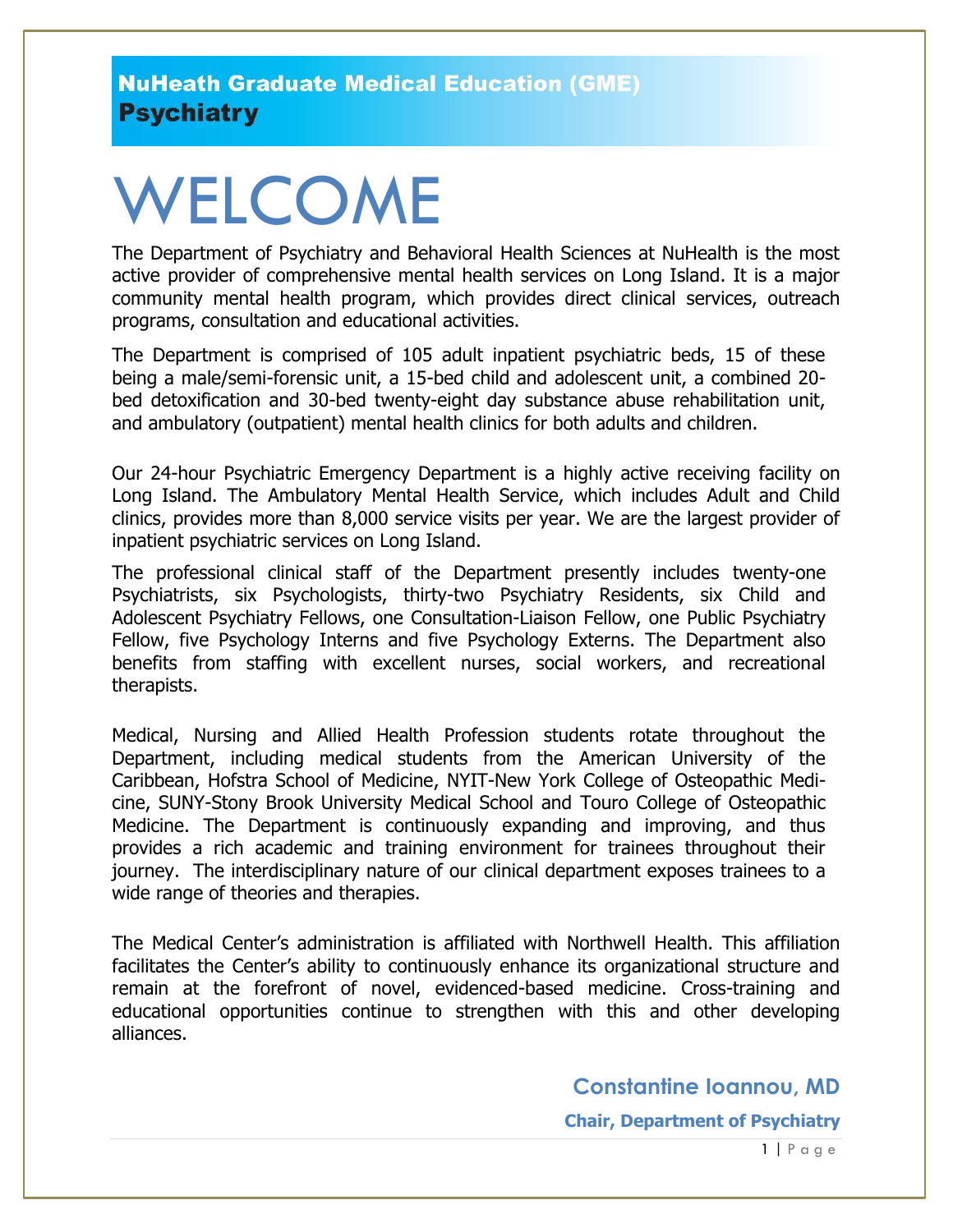## NuHeath Graduate Medical Education (GME)
## Psychiatry

# WELCOME

The Department of Psychiatry and Behavioral Health Sciences at NuHealth is the most active provider of comprehensive mental health services on Long Island. It is a major community mental health program, which provides direct clinical services, outreach programs, consultation and educational activities.

The Department is comprised of 105 adult inpatient psychiatric beds, 15 of these being a male/semi-forensic unit, a 15-bed child and adolescent unit, a combined 20-bed detoxification and 30-bed twenty-eight day substance abuse rehabilitation unit, and ambulatory (outpatient) mental health clinics for both adults and children.

Our 24-hour Psychiatric Emergency Department is a highly active receiving facility on Long Island. The Ambulatory Mental Health Service, which includes Adult and Child clinics, provides more than 8,000 service visits per year. We are the largest provider of inpatient psychiatric services on Long Island.

The professional clinical staff of the Department presently includes twenty-one Psychiatrists, six Psychologists, thirty-two Psychiatry Residents, six Child and Adolescent Psychiatry Fellows, one Consultation-Liaison Fellow, one Public Psychiatry Fellow, five Psychology Interns and five Psychology Externs. The Department also benefits from staffing with excellent nurses, social workers, and recreational therapists.

Medical, Nursing and Allied Health Profession students rotate throughout the Department, including medical students from the American University of the Caribbean, Hofstra School of Medicine, NYIT-New York College of Osteopathic Medicine, SUNY-Stony Brook University Medical School and Touro College of Osteopathic Medicine. The Department is continuously expanding and improving, and thus provides a rich academic and training environment for trainees throughout their journey. The interdisciplinary nature of our clinical department exposes trainees to a wide range of theories and therapies.

The Medical Center's administration is affiliated with Northwell Health. This affiliation facilitates the Center's ability to continuously enhance its organizational structure and remain at the forefront of novel, evidenced-based medicine. Cross-training and educational opportunities continue to strengthen with this and other developing alliances.

**Constantine Ioannou, MD**

**Chair, Department of Psychiatry**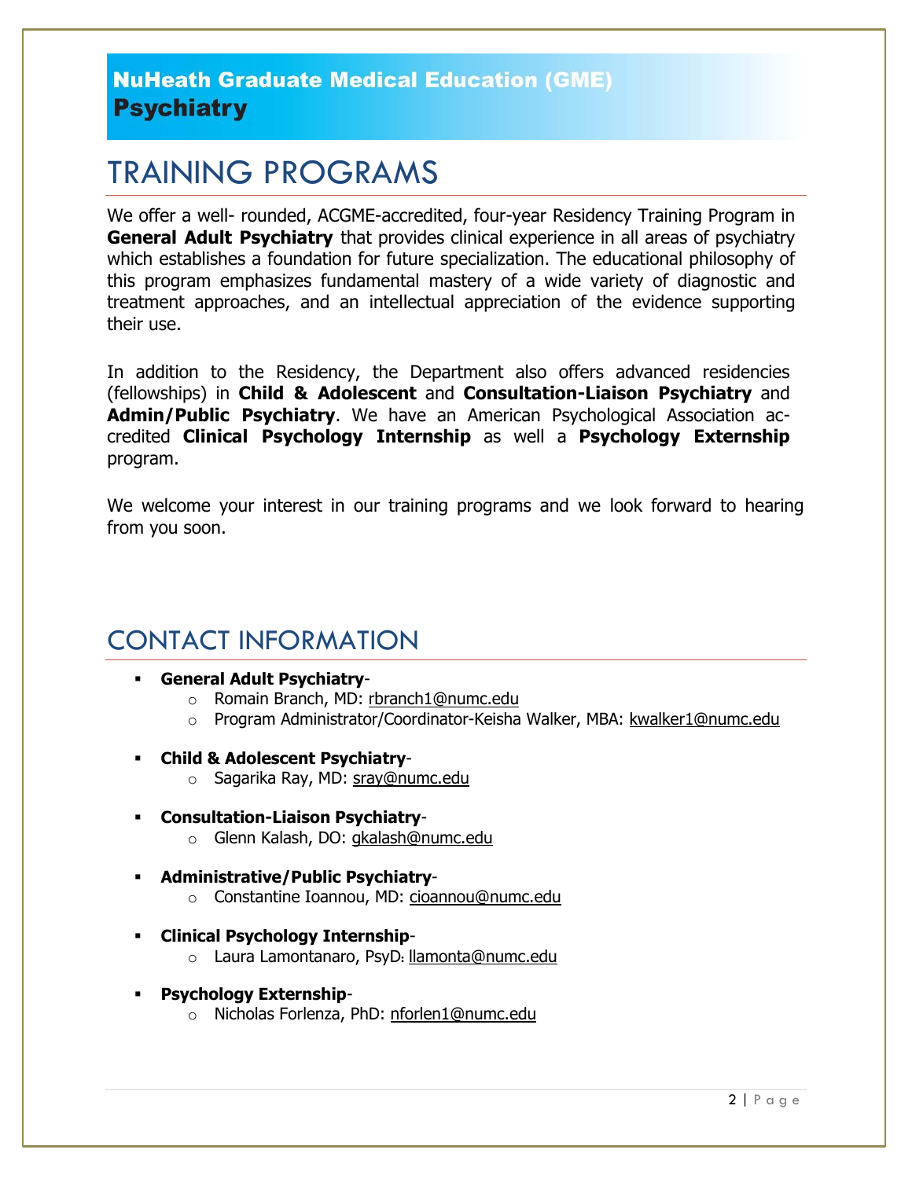## NuHeath Graduate Medical Education (GME)
## Psychiatry

# TRAINING PROGRAMS

We offer a well- rounded, ACGME-accredited, four-year Residency Training Program in **General Adult Psychiatry** that provides clinical experience in all areas of psychiatry which establishes a foundation for future specialization. The educational philosophy of this program emphasizes fundamental mastery of a wide variety of diagnostic and treatment approaches, and an intellectual appreciation of the evidence supporting their use.

In addition to the Residency, the Department also offers advanced residencies (fellowships) in **Child & Adolescent** and **Consultation-Liaison Psychiatry** and **Admin/Public Psychiatry**. We have an American Psychological Association accredited **Clinical Psychology Internship** as well a **Psychology Externship** program.

We welcome your interest in our training programs and we look forward to hearing from you soon.

# CONTACT INFORMATION

- **General Adult Psychiatry**-
  - Romain Branch, MD: rbranch1@numc.edu
  - Program Administrator/Coordinator-Keisha Walker, MBA: kwalker1@numc.edu
- **Child & Adolescent Psychiatry**-
  - Sagarika Ray, MD: sray@numc.edu
- **Consultation-Liaison Psychiatry**-
  - Glenn Kalash, DO: gkalash@numc.edu
- **Administrative/Public Psychiatry**-
  - Constantine Ioannou, MD: cioannou@numc.edu
- **Clinical Psychology Internship**-
  - Laura Lamontanaro, PsyD: llamonta@numc.edu
- **Psychology Externship**-
  - Nicholas Forlenza, PhD: nforlen1@numc.edu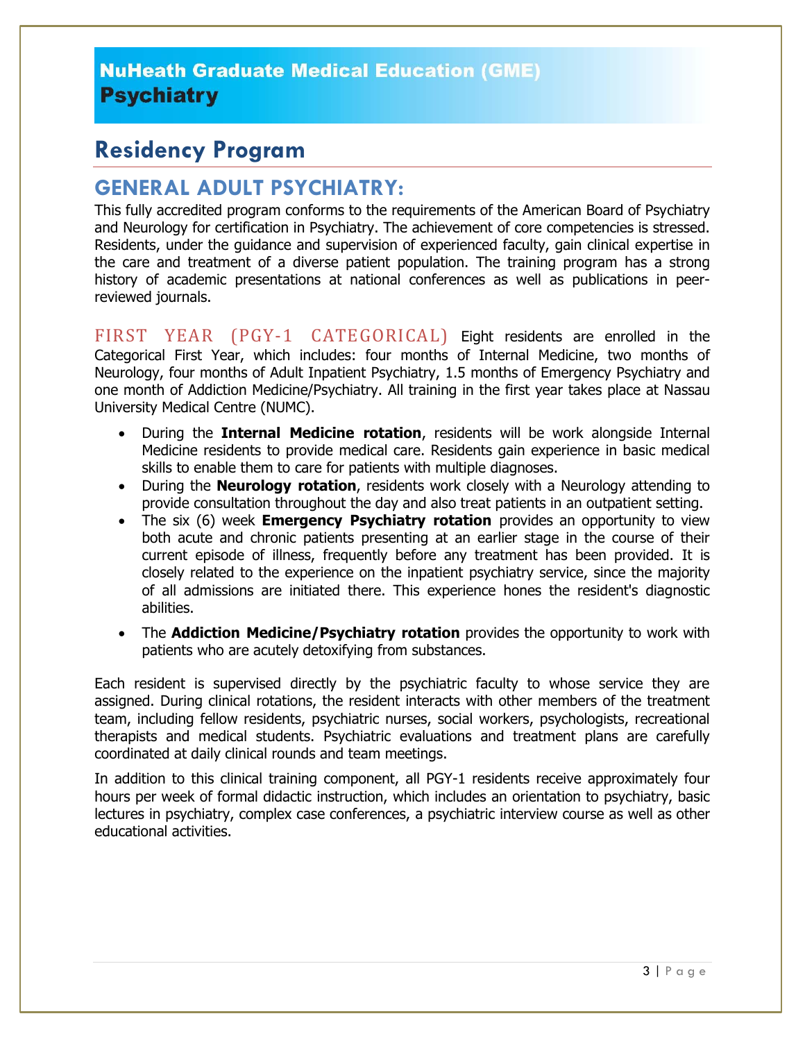# NuHeath Graduate Medical Education (GME) Psychiatry

## Residency Program

### GENERAL ADULT PSYCHIATRY:

This fully accredited program conforms to the requirements of the American Board of Psychiatry and Neurology for certification in Psychiatry. The achievement of core competencies is stressed. Residents, under the guidance and supervision of experienced faculty, gain clinical expertise in the care and treatment of a diverse patient population. The training program has a strong history of academic presentations at national conferences as well as publications in peer-reviewed journals.

FIRST YEAR (PGY-1 CATEGORICAL) Eight residents are enrolled in the Categorical First Year, which includes: four months of Internal Medicine, two months of Neurology, four months of Adult Inpatient Psychiatry, 1.5 months of Emergency Psychiatry and one month of Addiction Medicine/Psychiatry. All training in the first year takes place at Nassau University Medical Centre (NUMC).

- During the **Internal Medicine rotation**, residents will be work alongside Internal Medicine residents to provide medical care. Residents gain experience in basic medical skills to enable them to care for patients with multiple diagnoses.
- During the **Neurology rotation**, residents work closely with a Neurology attending to provide consultation throughout the day and also treat patients in an outpatient setting.
- The six (6) week **Emergency Psychiatry rotation** provides an opportunity to view both acute and chronic patients presenting at an earlier stage in the course of their current episode of illness, frequently before any treatment has been provided. It is closely related to the experience on the inpatient psychiatry service, since the majority of all admissions are initiated there. This experience hones the resident's diagnostic abilities.
- The **Addiction Medicine/Psychiatry rotation** provides the opportunity to work with patients who are acutely detoxifying from substances.

Each resident is supervised directly by the psychiatric faculty to whose service they are assigned. During clinical rotations, the resident interacts with other members of the treatment team, including fellow residents, psychiatric nurses, social workers, psychologists, recreational therapists and medical students. Psychiatric evaluations and treatment plans are carefully coordinated at daily clinical rounds and team meetings.

In addition to this clinical training component, all PGY-1 residents receive approximately four hours per week of formal didactic instruction, which includes an orientation to psychiatry, basic lectures in psychiatry, complex case conferences, a psychiatric interview course as well as other educational activities.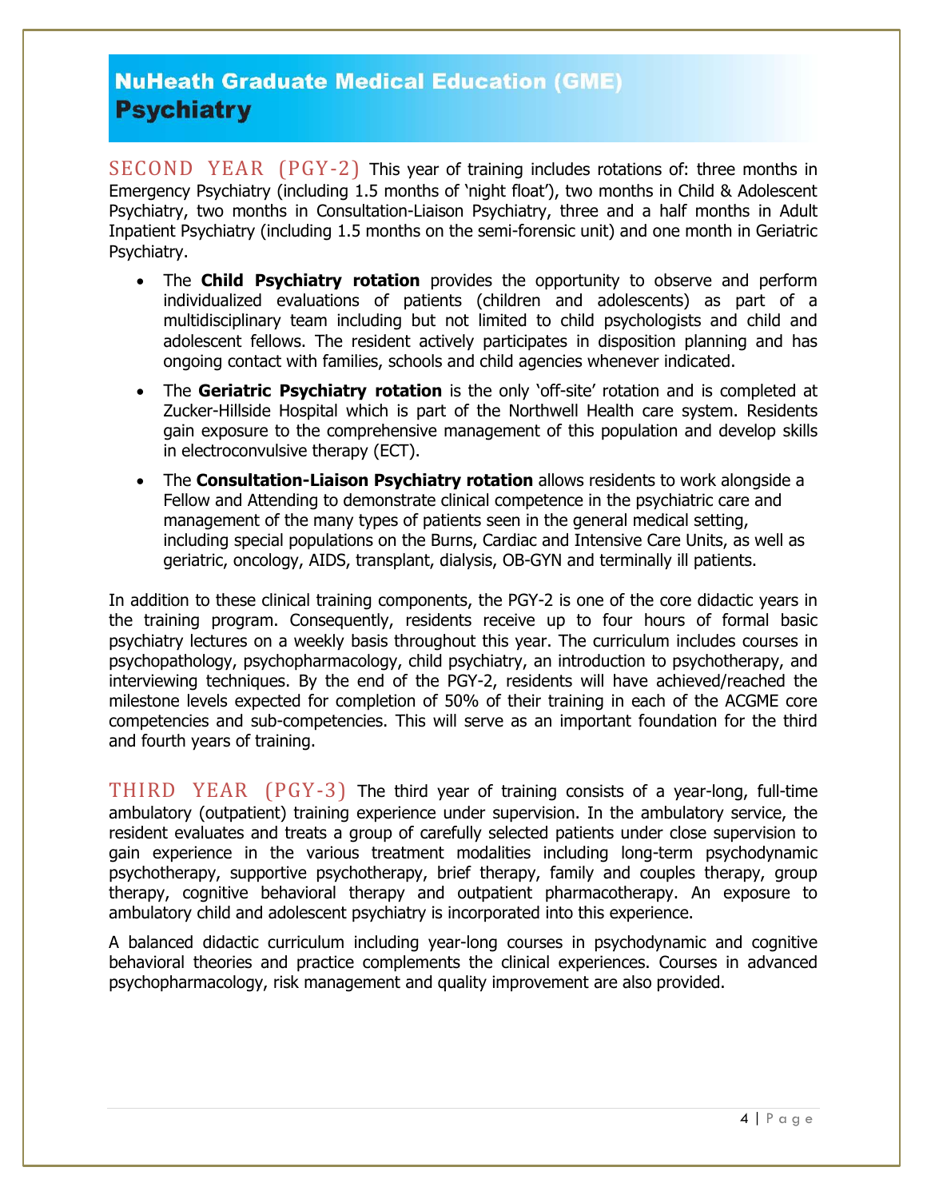# NuHeath Graduate Medical Education (GME)
## Psychiatry

**SECOND YEAR (PGY-2)** This year of training includes rotations of: three months in Emergency Psychiatry (including 1.5 months of 'night float'), two months in Child & Adolescent Psychiatry, two months in Consultation-Liaison Psychiatry, three and a half months in Adult Inpatient Psychiatry (including 1.5 months on the semi-forensic unit) and one month in Geriatric Psychiatry.

- The **Child Psychiatry rotation** provides the opportunity to observe and perform individualized evaluations of patients (children and adolescents) as part of a multidisciplinary team including but not limited to child psychologists and child and adolescent fellows. The resident actively participates in disposition planning and has ongoing contact with families, schools and child agencies whenever indicated.
- The **Geriatric Psychiatry rotation** is the only 'off-site' rotation and is completed at Zucker-Hillside Hospital which is part of the Northwell Health care system. Residents gain exposure to the comprehensive management of this population and develop skills in electroconvulsive therapy (ECT).
- The **Consultation-Liaison Psychiatry rotation** allows residents to work alongside a Fellow and Attending to demonstrate clinical competence in the psychiatric care and management of the many types of patients seen in the general medical setting, including special populations on the Burns, Cardiac and Intensive Care Units, as well as geriatric, oncology, AIDS, transplant, dialysis, OB-GYN and terminally ill patients.

In addition to these clinical training components, the PGY-2 is one of the core didactic years in the training program. Consequently, residents receive up to four hours of formal basic psychiatry lectures on a weekly basis throughout this year. The curriculum includes courses in psychopathology, psychopharmacology, child psychiatry, an introduction to psychotherapy, and interviewing techniques. By the end of the PGY-2, residents will have achieved/reached the milestone levels expected for completion of 50% of their training in each of the ACGME core competencies and sub-competencies. This will serve as an important foundation for the third and fourth years of training.

**THIRD YEAR (PGY-3)** The third year of training consists of a year-long, full-time ambulatory (outpatient) training experience under supervision. In the ambulatory service, the resident evaluates and treats a group of carefully selected patients under close supervision to gain experience in the various treatment modalities including long-term psychodynamic psychotherapy, supportive psychotherapy, brief therapy, family and couples therapy, group therapy, cognitive behavioral therapy and outpatient pharmacotherapy. An exposure to ambulatory child and adolescent psychiatry is incorporated into this experience.

A balanced didactic curriculum including year-long courses in psychodynamic and cognitive behavioral theories and practice complements the clinical experiences. Courses in advanced psychopharmacology, risk management and quality improvement are also provided.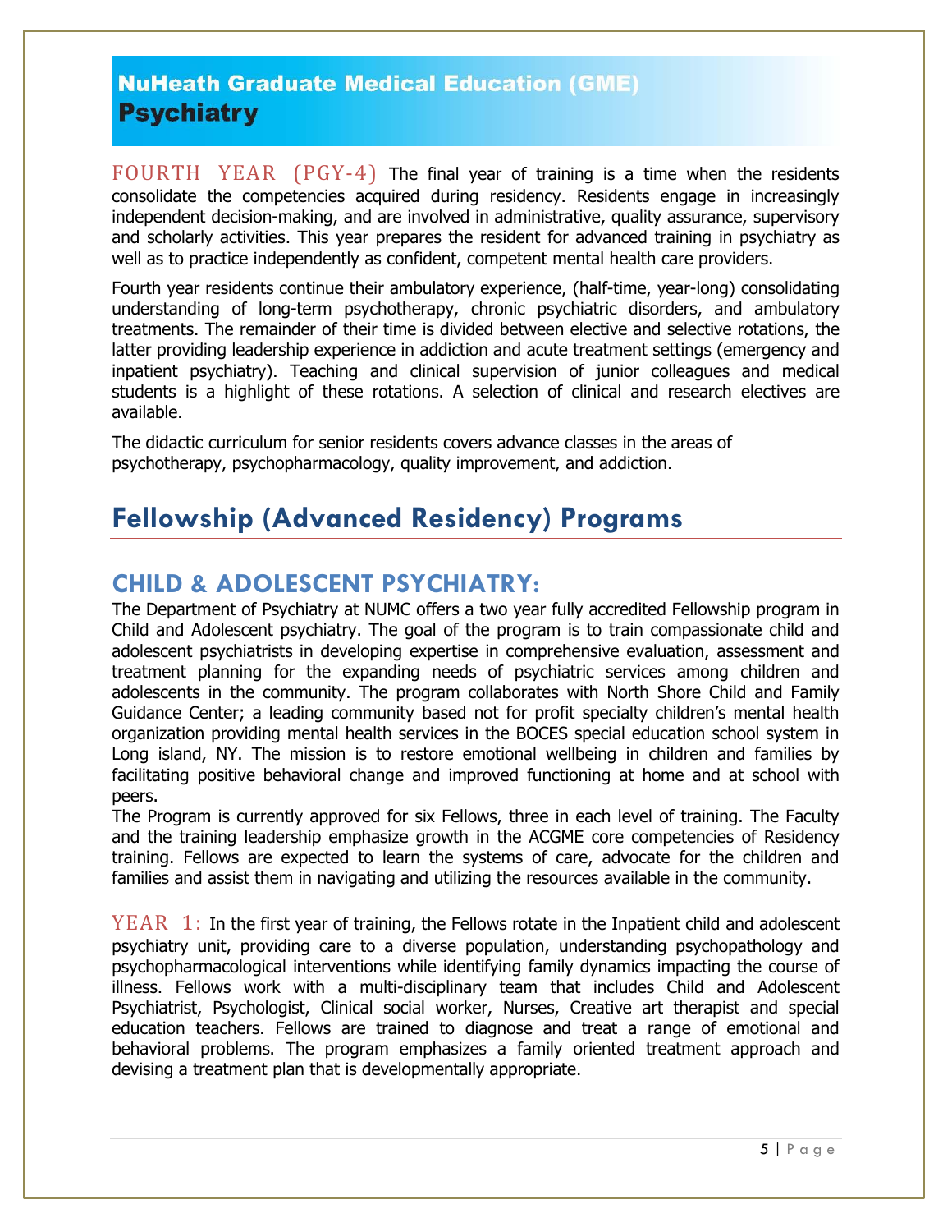FOURTH YEAR (PGY-4) The final year of training is a time when the residents consolidate the competencies acquired during residency. Residents engage in increasingly independent decision-making, and are involved in administrative, quality assurance, supervisory and scholarly activities. This year prepares the resident for advanced training in psychiatry as well as to practice independently as confident, competent mental health care providers.

Fourth year residents continue their ambulatory experience, (half-time, year-long) consolidating understanding of long-term psychotherapy, chronic psychiatric disorders, and ambulatory treatments. The remainder of their time is divided between elective and selective rotations, the latter providing leadership experience in addiction and acute treatment settings (emergency and inpatient psychiatry). Teaching and clinical supervision of junior colleagues and medical students is a highlight of these rotations. A selection of clinical and research electives are available.

The didactic curriculum for senior residents covers advance classes in the areas of psychotherapy, psychopharmacology, quality improvement, and addiction.

# Fellowship (Advanced Residency) Programs

## CHILD & ADOLESCENT PSYCHIATRY:

The Department of Psychiatry at NUMC offers a two year fully accredited Fellowship program in Child and Adolescent psychiatry. The goal of the program is to train compassionate child and adolescent psychiatrists in developing expertise in comprehensive evaluation, assessment and treatment planning for the expanding needs of psychiatric services among children and adolescents in the community. The program collaborates with North Shore Child and Family Guidance Center; a leading community based not for profit specialty children's mental health organization providing mental health services in the BOCES special education school system in Long island, NY. The mission is to restore emotional wellbeing in children and families by facilitating positive behavioral change and improved functioning at home and at school with peers.

The Program is currently approved for six Fellows, three in each level of training. The Faculty and the training leadership emphasize growth in the ACGME core competencies of Residency training. Fellows are expected to learn the systems of care, advocate for the children and families and assist them in navigating and utilizing the resources available in the community.

YEAR 1: In the first year of training, the Fellows rotate in the Inpatient child and adolescent psychiatry unit, providing care to a diverse population, understanding psychopathology and psychopharmacological interventions while identifying family dynamics impacting the course of illness. Fellows work with a multi-disciplinary team that includes Child and Adolescent Psychiatrist, Psychologist, Clinical social worker, Nurses, Creative art therapist and special education teachers. Fellows are trained to diagnose and treat a range of emotional and behavioral problems. The program emphasizes a family oriented treatment approach and devising a treatment plan that is developmentally appropriate.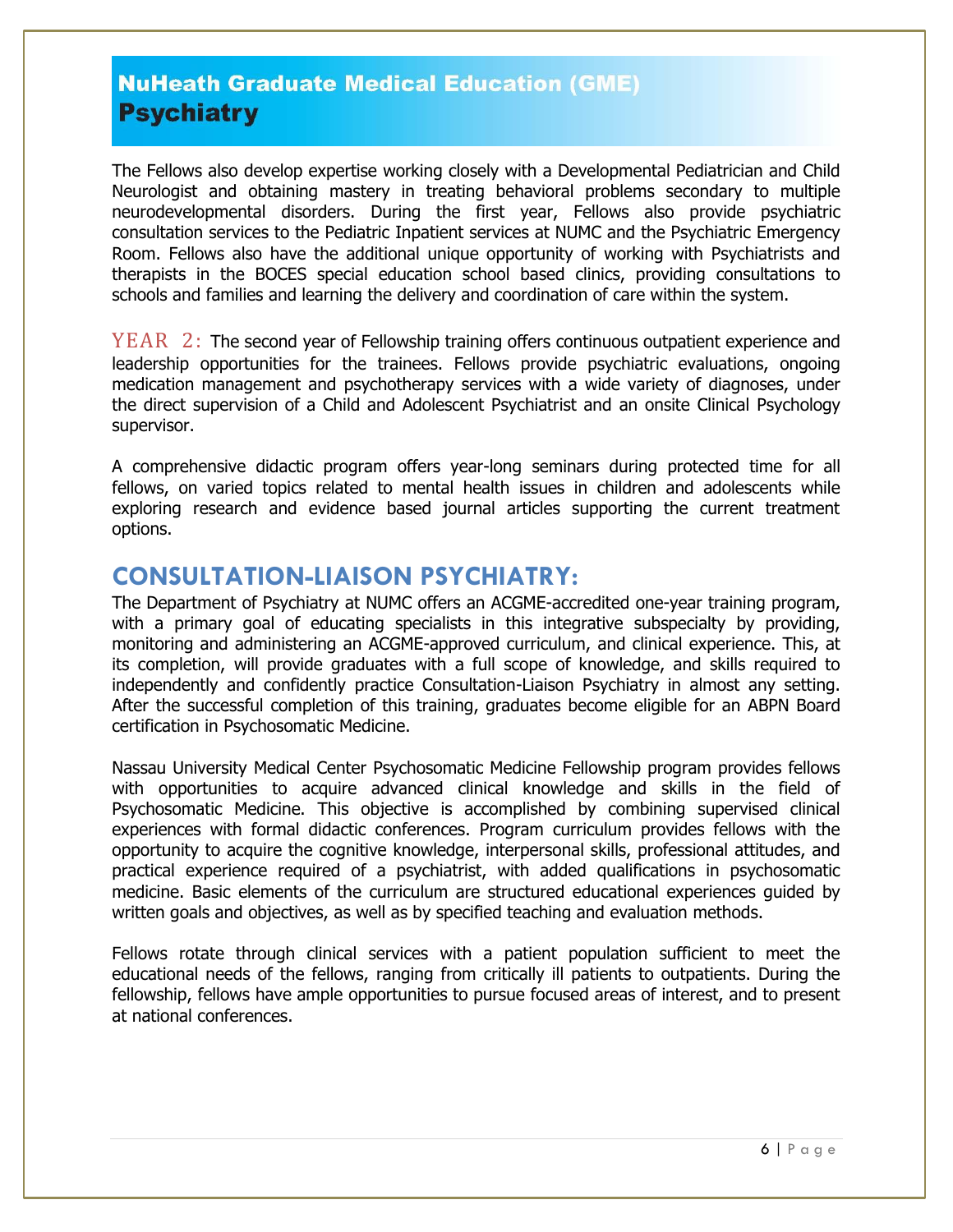The Fellows also develop expertise working closely with a Developmental Pediatrician and Child Neurologist and obtaining mastery in treating behavioral problems secondary to multiple neurodevelopmental disorders. During the first year, Fellows also provide psychiatric consultation services to the Pediatric Inpatient services at NUMC and the Psychiatric Emergency Room. Fellows also have the additional unique opportunity of working with Psychiatrists and therapists in the BOCES special education school based clinics, providing consultations to schools and families and learning the delivery and coordination of care within the system.

YEAR 2: The second year of Fellowship training offers continuous outpatient experience and leadership opportunities for the trainees. Fellows provide psychiatric evaluations, ongoing medication management and psychotherapy services with a wide variety of diagnoses, under the direct supervision of a Child and Adolescent Psychiatrist and an onsite Clinical Psychology supervisor.

A comprehensive didactic program offers year-long seminars during protected time for all fellows, on varied topics related to mental health issues in children and adolescents while exploring research and evidence based journal articles supporting the current treatment options.

## CONSULTATION-LIAISON PSYCHIATRY:

The Department of Psychiatry at NUMC offers an ACGME-accredited one-year training program, with a primary goal of educating specialists in this integrative subspecialty by providing, monitoring and administering an ACGME-approved curriculum, and clinical experience. This, at its completion, will provide graduates with a full scope of knowledge, and skills required to independently and confidently practice Consultation-Liaison Psychiatry in almost any setting. After the successful completion of this training, graduates become eligible for an ABPN Board certification in Psychosomatic Medicine.

Nassau University Medical Center Psychosomatic Medicine Fellowship program provides fellows with opportunities to acquire advanced clinical knowledge and skills in the field of Psychosomatic Medicine. This objective is accomplished by combining supervised clinical experiences with formal didactic conferences. Program curriculum provides fellows with the opportunity to acquire the cognitive knowledge, interpersonal skills, professional attitudes, and practical experience required of a psychiatrist, with added qualifications in psychosomatic medicine. Basic elements of the curriculum are structured educational experiences guided by written goals and objectives, as well as by specified teaching and evaluation methods.

Fellows rotate through clinical services with a patient population sufficient to meet the educational needs of the fellows, ranging from critically ill patients to outpatients. During the fellowship, fellows have ample opportunities to pursue focused areas of interest, and to present at national conferences.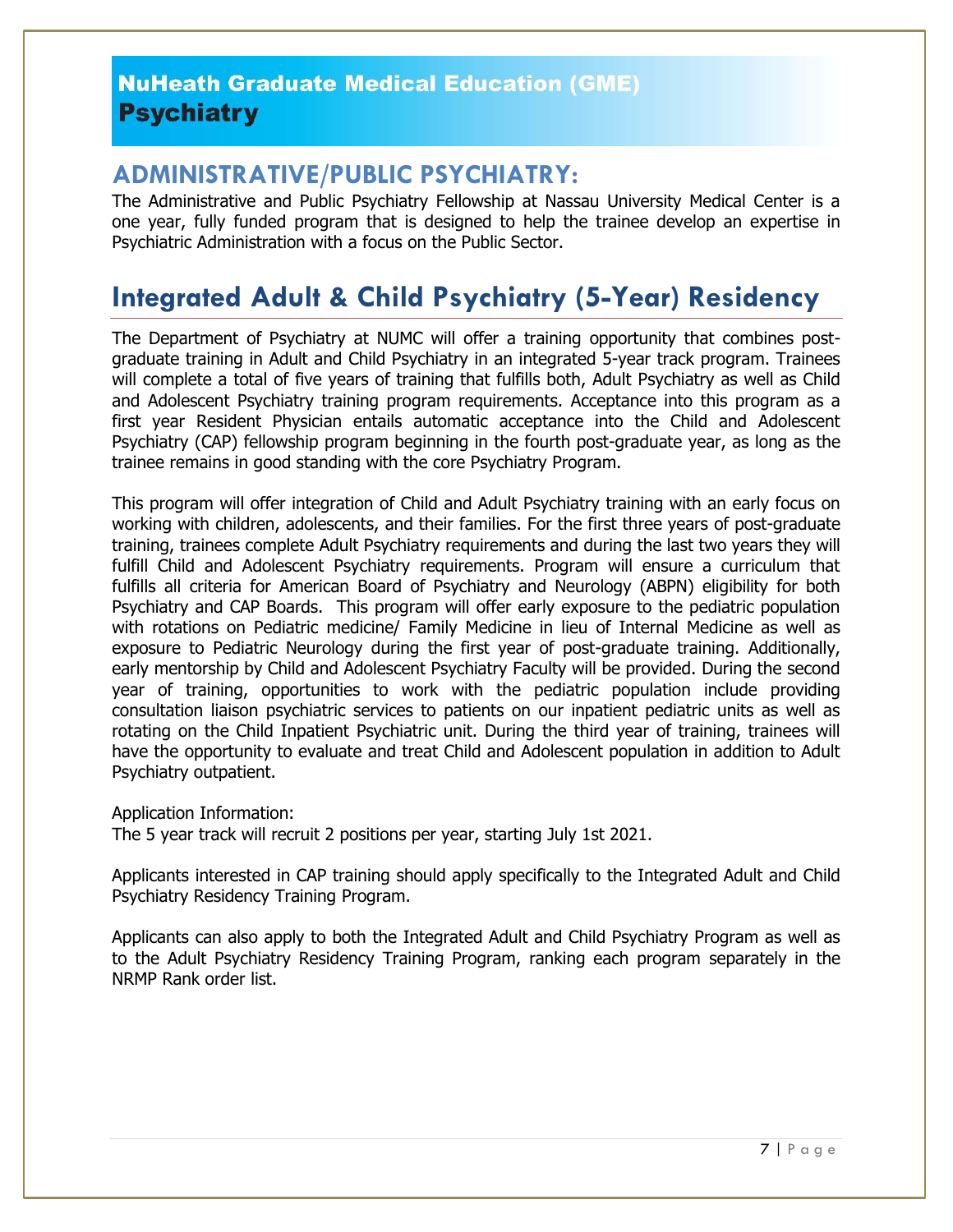# NuHeath Graduate Medical Education (GME) Psychiatry

## ADMINISTRATIVE/PUBLIC PSYCHIATRY:

The Administrative and Public Psychiatry Fellowship at Nassau University Medical Center is a one year, fully funded program that is designed to help the trainee develop an expertise in Psychiatric Administration with a focus on the Public Sector.

## Integrated Adult & Child Psychiatry (5-Year) Residency

The Department of Psychiatry at NUMC will offer a training opportunity that combines post-graduate training in Adult and Child Psychiatry in an integrated 5-year track program. Trainees will complete a total of five years of training that fulfills both, Adult Psychiatry as well as Child and Adolescent Psychiatry training program requirements. Acceptance into this program as a first year Resident Physician entails automatic acceptance into the Child and Adolescent Psychiatry (CAP) fellowship program beginning in the fourth post-graduate year, as long as the trainee remains in good standing with the core Psychiatry Program.

This program will offer integration of Child and Adult Psychiatry training with an early focus on working with children, adolescents, and their families. For the first three years of post-graduate training, trainees complete Adult Psychiatry requirements and during the last two years they will fulfill Child and Adolescent Psychiatry requirements. Program will ensure a curriculum that fulfills all criteria for American Board of Psychiatry and Neurology (ABPN) eligibility for both Psychiatry and CAP Boards. This program will offer early exposure to the pediatric population with rotations on Pediatric medicine/ Family Medicine in lieu of Internal Medicine as well as exposure to Pediatric Neurology during the first year of post-graduate training. Additionally, early mentorship by Child and Adolescent Psychiatry Faculty will be provided. During the second year of training, opportunities to work with the pediatric population include providing consultation liaison psychiatric services to patients on our inpatient pediatric units as well as rotating on the Child Inpatient Psychiatric unit. During the third year of training, trainees will have the opportunity to evaluate and treat Child and Adolescent population in addition to Adult Psychiatry outpatient.

Application Information:
The 5 year track will recruit 2 positions per year, starting July 1st 2021.

Applicants interested in CAP training should apply specifically to the Integrated Adult and Child Psychiatry Residency Training Program.

Applicants can also apply to both the Integrated Adult and Child Psychiatry Program as well as to the Adult Psychiatry Residency Training Program, ranking each program separately in the NRMP Rank order list.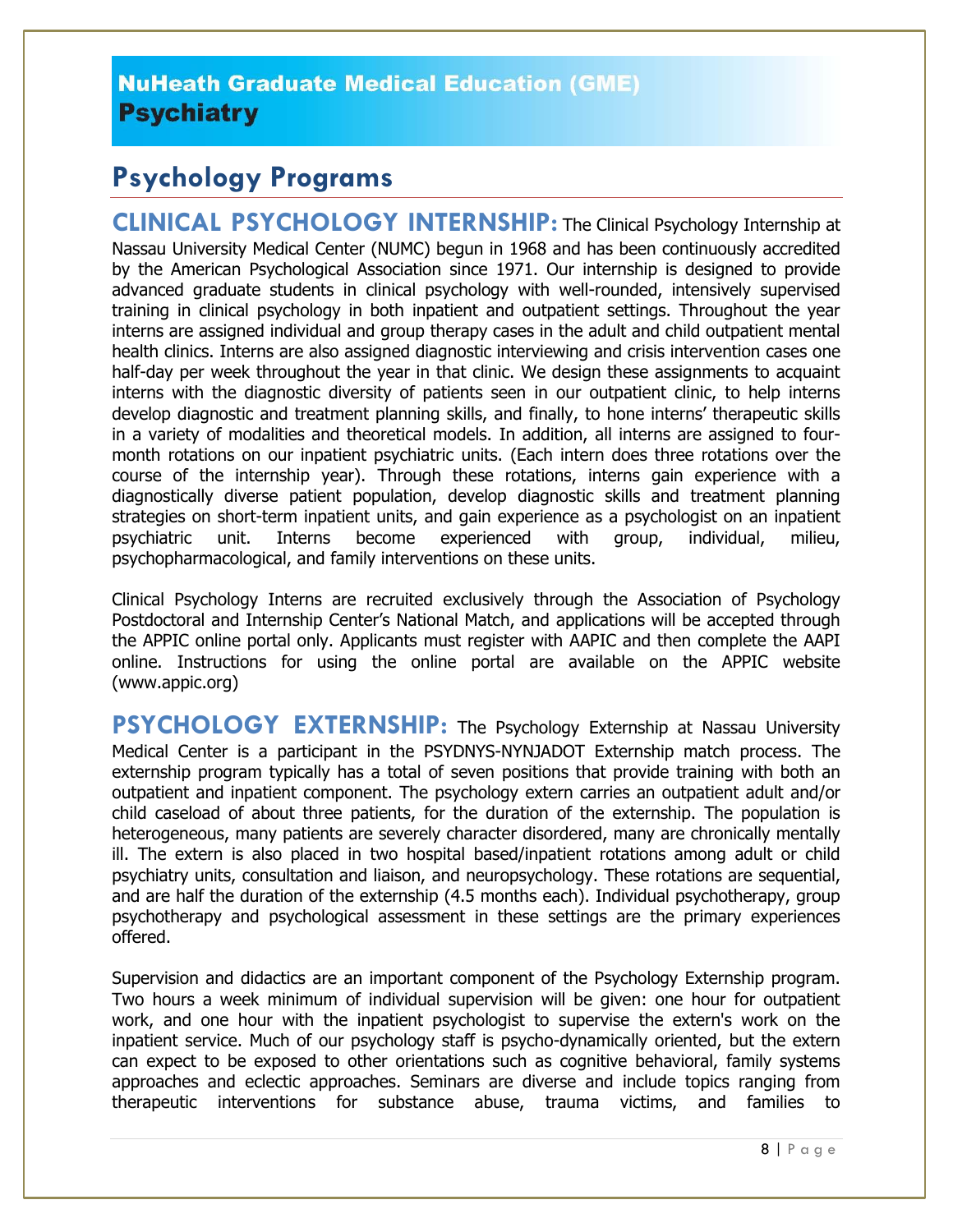# NuHeath Graduate Medical Education (GME)
## Psychiatry

## Psychology Programs

**CLINICAL PSYCHOLOGY INTERNSHIP:** The Clinical Psychology Internship at Nassau University Medical Center (NUMC) begun in 1968 and has been continuously accredited by the American Psychological Association since 1971. Our internship is designed to provide advanced graduate students in clinical psychology with well-rounded, intensively supervised training in clinical psychology in both inpatient and outpatient settings. Throughout the year interns are assigned individual and group therapy cases in the adult and child outpatient mental health clinics. Interns are also assigned diagnostic interviewing and crisis intervention cases one half-day per week throughout the year in that clinic. We design these assignments to acquaint interns with the diagnostic diversity of patients seen in our outpatient clinic, to help interns develop diagnostic and treatment planning skills, and finally, to hone interns' therapeutic skills in a variety of modalities and theoretical models. In addition, all interns are assigned to four-month rotations on our inpatient psychiatric units. (Each intern does three rotations over the course of the internship year). Through these rotations, interns gain experience with a diagnostically diverse patient population, develop diagnostic skills and treatment planning strategies on short-term inpatient units, and gain experience as a psychologist on an inpatient psychiatric unit. Interns become experienced with group, individual, milieu, psychopharmacological, and family interventions on these units.

Clinical Psychology Interns are recruited exclusively through the Association of Psychology Postdoctoral and Internship Center's National Match, and applications will be accepted through the APPIC online portal only. Applicants must register with AAPIC and then complete the AAPI online. Instructions for using the online portal are available on the APPIC website (www.appic.org)

**PSYCHOLOGY EXTERNSHIP:** The Psychology Externship at Nassau University Medical Center is a participant in the PSYDNYS-NYNJADOT Externship match process. The externship program typically has a total of seven positions that provide training with both an outpatient and inpatient component. The psychology extern carries an outpatient adult and/or child caseload of about three patients, for the duration of the externship. The population is heterogeneous, many patients are severely character disordered, many are chronically mentally ill. The extern is also placed in two hospital based/inpatient rotations among adult or child psychiatry units, consultation and liaison, and neuropsychology. These rotations are sequential, and are half the duration of the externship (4.5 months each). Individual psychotherapy, group psychotherapy and psychological assessment in these settings are the primary experiences offered.

Supervision and didactics are an important component of the Psychology Externship program. Two hours a week minimum of individual supervision will be given: one hour for outpatient work, and one hour with the inpatient psychologist to supervise the extern's work on the inpatient service. Much of our psychology staff is psycho-dynamically oriented, but the extern can expect to be exposed to other orientations such as cognitive behavioral, family systems approaches and eclectic approaches. Seminars are diverse and include topics ranging from therapeutic interventions for substance abuse, trauma victims, and families to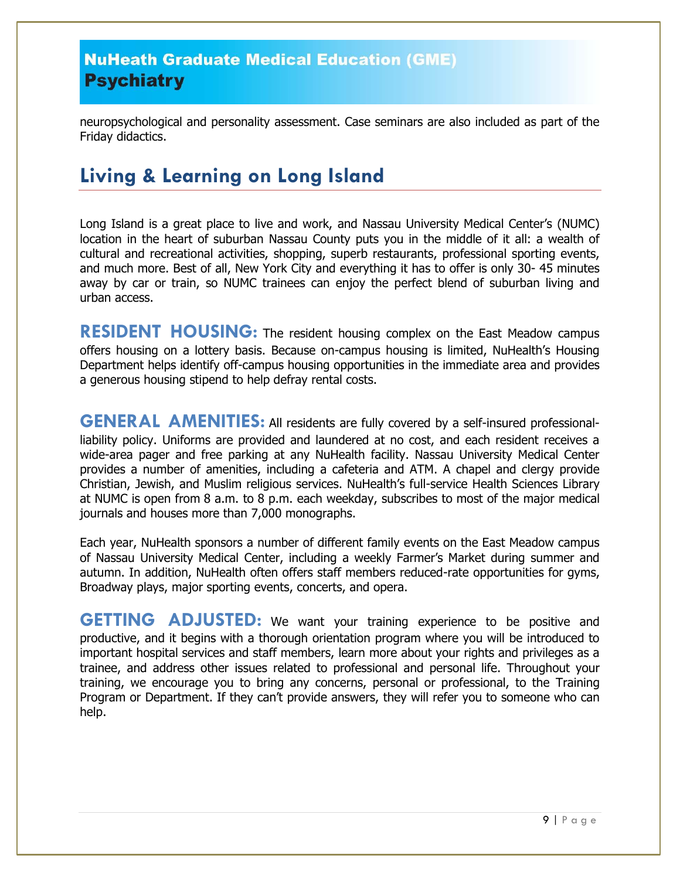neuropsychological and personality assessment. Case seminars are also included as part of the Friday didactics.

## Living & Learning on Long Island

Long Island is a great place to live and work, and Nassau University Medical Center's (NUMC) location in the heart of suburban Nassau County puts you in the middle of it all: a wealth of cultural and recreational activities, shopping, superb restaurants, professional sporting events, and much more. Best of all, New York City and everything it has to offer is only 30- 45 minutes away by car or train, so NUMC trainees can enjoy the perfect blend of suburban living and urban access.

**RESIDENT HOUSING:** The resident housing complex on the East Meadow campus offers housing on a lottery basis. Because on-campus housing is limited, NuHealth's Housing Department helps identify off-campus housing opportunities in the immediate area and provides a generous housing stipend to help defray rental costs.

**GENERAL AMENITIES:** All residents are fully covered by a self-insured professional-liability policy. Uniforms are provided and laundered at no cost, and each resident receives a wide-area pager and free parking at any NuHealth facility. Nassau University Medical Center provides a number of amenities, including a cafeteria and ATM. A chapel and clergy provide Christian, Jewish, and Muslim religious services. NuHealth's full-service Health Sciences Library at NUMC is open from 8 a.m. to 8 p.m. each weekday, subscribes to most of the major medical journals and houses more than 7,000 monographs.

Each year, NuHealth sponsors a number of different family events on the East Meadow campus of Nassau University Medical Center, including a weekly Farmer's Market during summer and autumn. In addition, NuHealth often offers staff members reduced-rate opportunities for gyms, Broadway plays, major sporting events, concerts, and opera.

**GETTING ADJUSTED:** We want your training experience to be positive and productive, and it begins with a thorough orientation program where you will be introduced to important hospital services and staff members, learn more about your rights and privileges as a trainee, and address other issues related to professional and personal life. Throughout your training, we encourage you to bring any concerns, personal or professional, to the Training Program or Department. If they can't provide answers, they will refer you to someone who can help.